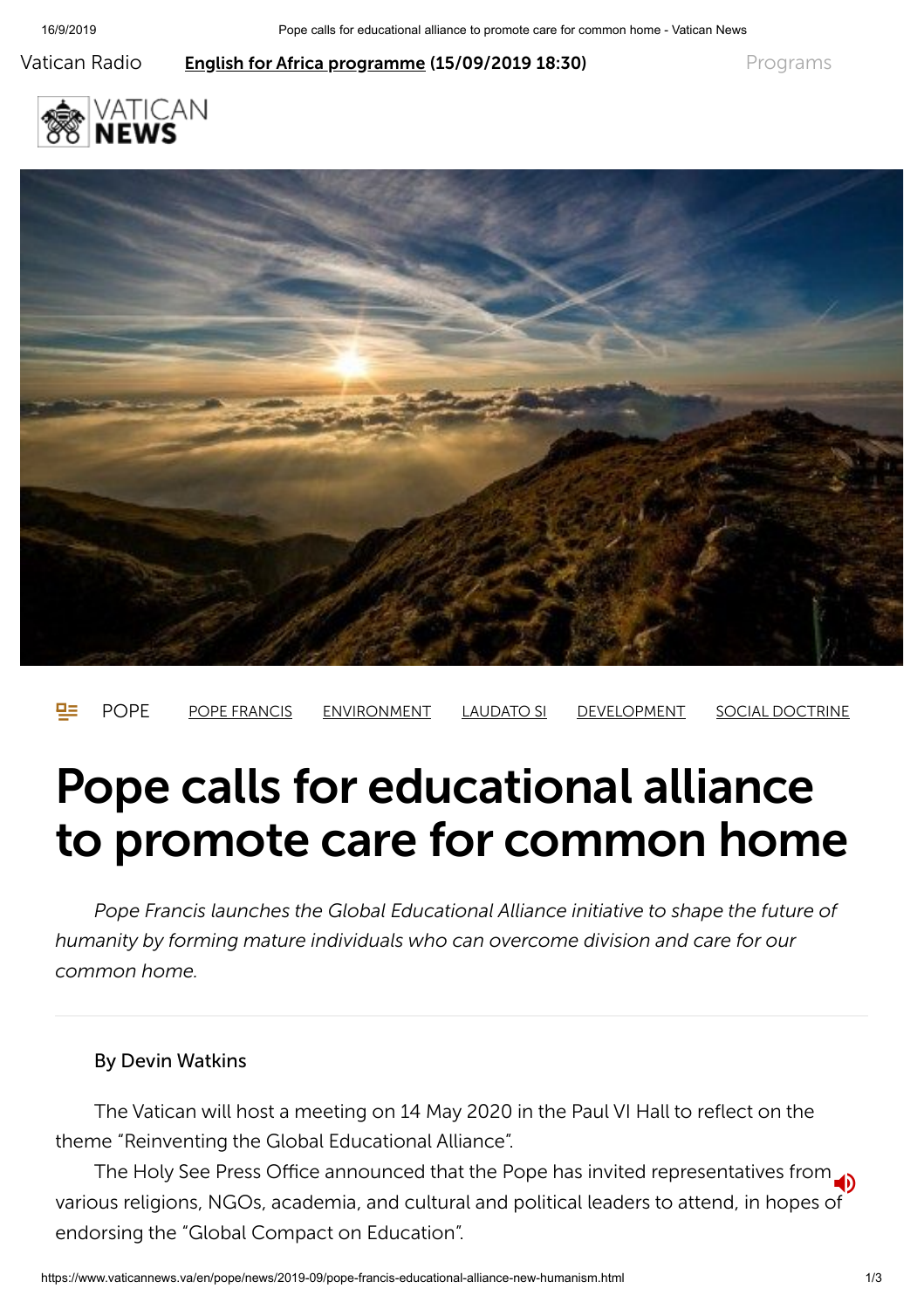Vatican Radio **English for Africa programme (15/09/2019 18:30)** Programs

POPE | POPE FRANCIS | ENVIRONMENT | LAUDATO SI | DEVELOPMENT | SOCIAL DOCTRINE

# Pope calls for educational alliance to promote care for common home

*Pope Francis launches the Global Educational Alliance initiative to shape the future of humanity by forming mature individuals who can overcome division and care for our common home.*

By Devin Watkins

The Vatican will host a meeting on 14 May 2020 in the Paul VI Hall to reflect on the theme "Reinventing the Global Educational Alliance".

The Holy See Press Office announced that the Pope has invited representatives from various religions, NGOs, academia, and cultural and political leaders to attend, in hopes of endorsing the "Global Compact on Education".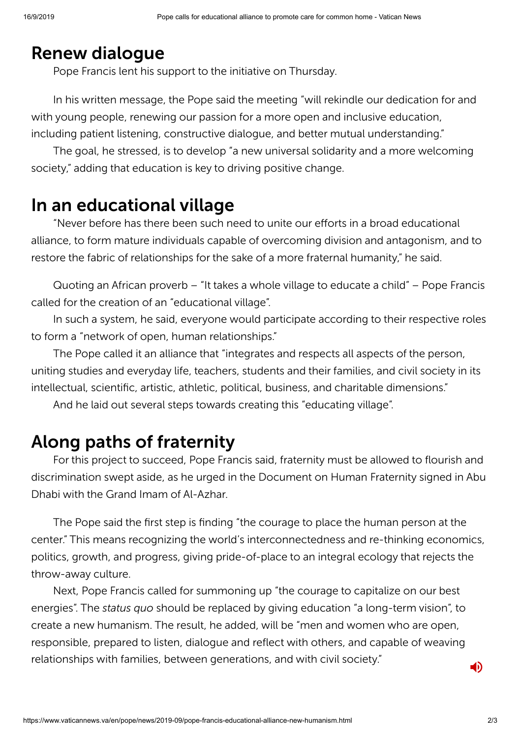## Renew dialogue

Pope Francis lent his support to the initiative on Thursday.

In his written message, the Pope said the meeting "will rekindle our dedication for and with young people, renewing our passion for a more open and inclusive education, including patient listening, constructive dialogue, and better mutual understanding."

The goal, he stressed, is to develop "a new universal solidarity and a more welcoming society," adding that education is key to driving positive change.

## In an educational village

"Never before has there been such need to unite our efforts in a broad educational alliance, to form mature individuals capable of overcoming division and antagonism, and to restore the fabric of relationships for the sake of a more fraternal humanity," he said.

Quoting an African proverb – "It takes a whole village to educate a child" – Pope Francis called for the creation of an "educational village".

In such a system, he said, everyone would participate according to their respective roles to form a "network of open, human relationships."

The Pope called it an alliance that "integrates and respects all aspects of the person, uniting studies and everyday life, teachers, students and their families, and civil society in its intellectual, scientific, artistic, athletic, political, business, and charitable dimensions."

And he laid out several steps towards creating this "educating village".

## Along paths of fraternity

For this project to succeed, Pope Francis said, fraternity must be allowed to flourish and discrimination swept aside, as he urged in the Document on Human Fraternity signed in Abu Dhabi with the Grand Imam of Al-Azhar.

The Pope said the first step is finding "the courage to place the human person at the center." This means recognizing the world's interconnectedness and re-thinking economics, politics, growth, and progress, giving pride-of-place to an integral ecology that rejects the throw-away culture.

Next, Pope Francis called for summoning up "the courage to capitalize on our best energies". The *status quo* should be replaced by giving education "a long-term vision", to create a new humanism. The result, he added, will be "men and women who are open, responsible, prepared to listen, dialogue and reflect with others, and capable of weaving relationships with families, between generations, and with civil society."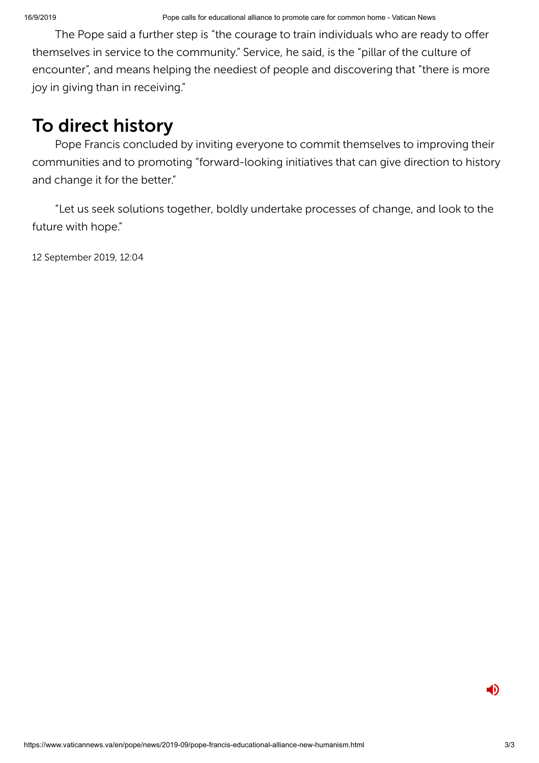The Pope said a further step is "the courage to train individuals who are ready to offer themselves in service to the community." Service, he said, is the "pillar of the culture of encounter", and means helping the neediest of people and discovering that "there is more joy in giving than in receiving."

## To direct history

Pope Francis concluded by inviting everyone to commit themselves to improving their communities and to promoting "forward-looking initiatives that can give direction to history and change it for the better."

"Let us seek solutions together, boldly undertake processes of change, and look to the future with hope."

12 September 2019, 12:04